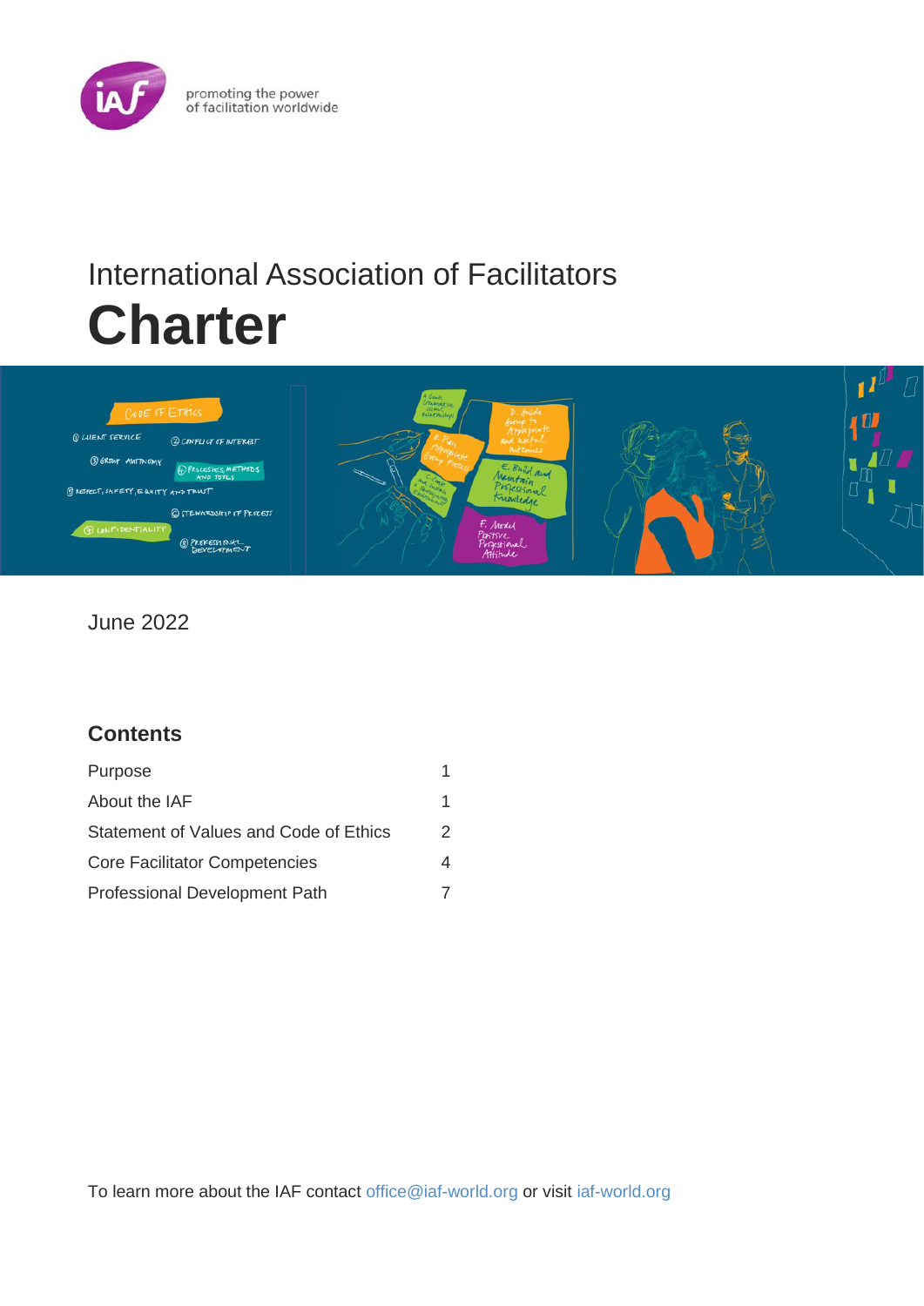promoting the power
of facilitation worldwide

# International Association of Facilitators

# Charter

June 2022

## Contents

| | |
|---|---|
| Purpose | 1 |
| About the IAF | 1 |
| Statement of Values and Code of Ethics | 2 |
| Core Facilitator Competencies | 4 |
| Professional Development Path | 7 |

To learn more about the IAF contact office@iaf-world.org or visit iaf-world.org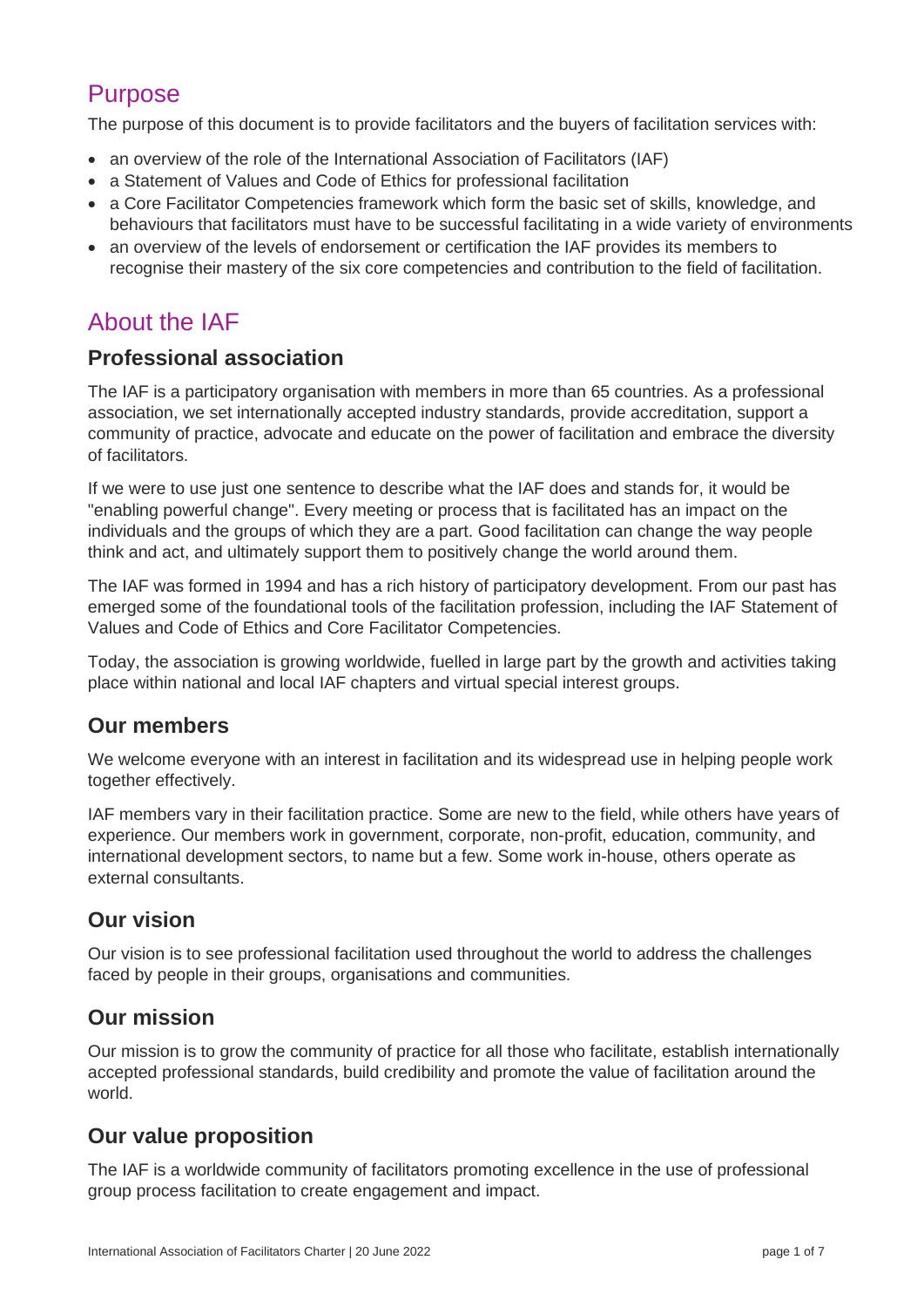## Purpose

The purpose of this document is to provide facilitators and the buyers of facilitation services with:

- an overview of the role of the International Association of Facilitators (IAF)
- a Statement of Values and Code of Ethics for professional facilitation
- a Core Facilitator Competencies framework which form the basic set of skills, knowledge, and behaviours that facilitators must have to be successful facilitating in a wide variety of environments
- an overview of the levels of endorsement or certification the IAF provides its members to recognise their mastery of the six core competencies and contribution to the field of facilitation.

## About the IAF

### Professional association

The IAF is a participatory organisation with members in more than 65 countries. As a professional association, we set internationally accepted industry standards, provide accreditation, support a community of practice, advocate and educate on the power of facilitation and embrace the diversity of facilitators.

If we were to use just one sentence to describe what the IAF does and stands for, it would be "enabling powerful change". Every meeting or process that is facilitated has an impact on the individuals and the groups of which they are a part. Good facilitation can change the way people think and act, and ultimately support them to positively change the world around them.

The IAF was formed in 1994 and has a rich history of participatory development. From our past has emerged some of the foundational tools of the facilitation profession, including the IAF Statement of Values and Code of Ethics and Core Facilitator Competencies.

Today, the association is growing worldwide, fuelled in large part by the growth and activities taking place within national and local IAF chapters and virtual special interest groups.

### Our members

We welcome everyone with an interest in facilitation and its widespread use in helping people work together effectively.

IAF members vary in their facilitation practice. Some are new to the field, while others have years of experience. Our members work in government, corporate, non-profit, education, community, and international development sectors, to name but a few. Some work in-house, others operate as external consultants.

### Our vision

Our vision is to see professional facilitation used throughout the world to address the challenges faced by people in their groups, organisations and communities.

### Our mission

Our mission is to grow the community of practice for all those who facilitate, establish internationally accepted professional standards, build credibility and promote the value of facilitation around the world.

### Our value proposition

The IAF is a worldwide community of facilitators promoting excellence in the use of professional group process facilitation to create engagement and impact.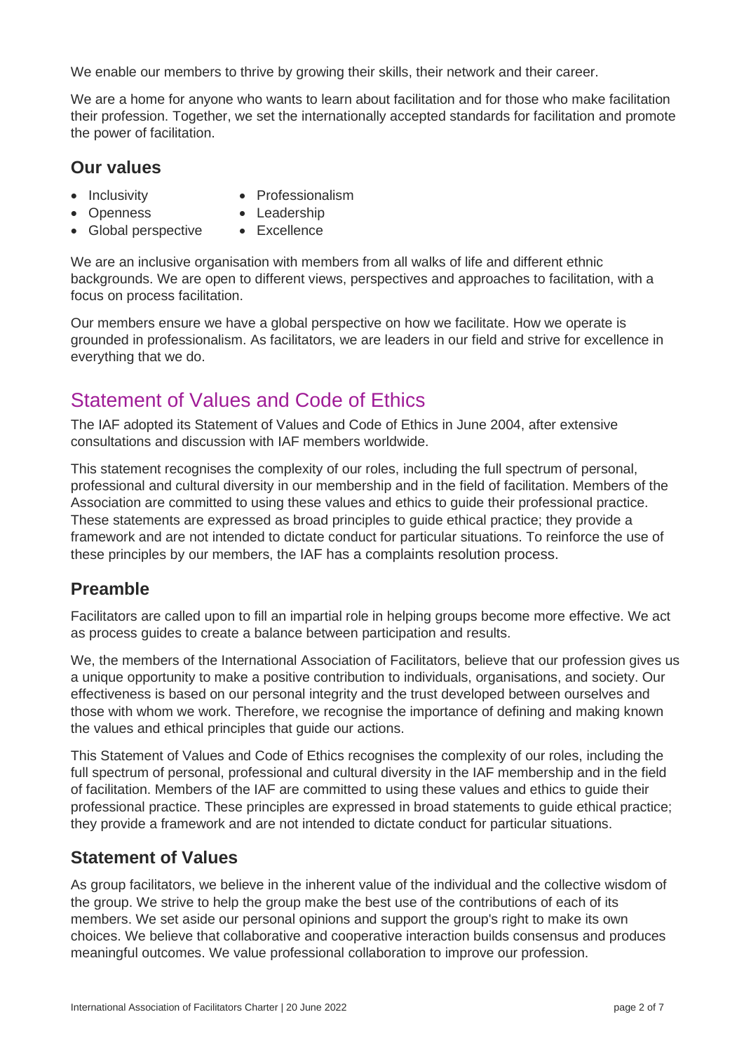We enable our members to thrive by growing their skills, their network and their career.

We are a home for anyone who wants to learn about facilitation and for those who make facilitation their profession. Together, we set the internationally accepted standards for facilitation and promote the power of facilitation.

## Our values

- Inclusivity
- Openness
- Global perspective
- Professionalism
- Leadership
- Excellence

We are an inclusive organisation with members from all walks of life and different ethnic backgrounds. We are open to different views, perspectives and approaches to facilitation, with a focus on process facilitation.

Our members ensure we have a global perspective on how we facilitate. How we operate is grounded in professionalism. As facilitators, we are leaders in our field and strive for excellence in everything that we do.

# Statement of Values and Code of Ethics

The IAF adopted its Statement of Values and Code of Ethics in June 2004, after extensive consultations and discussion with IAF members worldwide.

This statement recognises the complexity of our roles, including the full spectrum of personal, professional and cultural diversity in our membership and in the field of facilitation. Members of the Association are committed to using these values and ethics to guide their professional practice. These statements are expressed as broad principles to guide ethical practice; they provide a framework and are not intended to dictate conduct for particular situations. To reinforce the use of these principles by our members, the IAF has a complaints resolution process.

## Preamble

Facilitators are called upon to fill an impartial role in helping groups become more effective. We act as process guides to create a balance between participation and results.

We, the members of the International Association of Facilitators, believe that our profession gives us a unique opportunity to make a positive contribution to individuals, organisations, and society. Our effectiveness is based on our personal integrity and the trust developed between ourselves and those with whom we work. Therefore, we recognise the importance of defining and making known the values and ethical principles that guide our actions.

This Statement of Values and Code of Ethics recognises the complexity of our roles, including the full spectrum of personal, professional and cultural diversity in the IAF membership and in the field of facilitation. Members of the IAF are committed to using these values and ethics to guide their professional practice. These principles are expressed in broad statements to guide ethical practice; they provide a framework and are not intended to dictate conduct for particular situations.

## Statement of Values

As group facilitators, we believe in the inherent value of the individual and the collective wisdom of the group. We strive to help the group make the best use of the contributions of each of its members. We set aside our personal opinions and support the group's right to make its own choices. We believe that collaborative and cooperative interaction builds consensus and produces meaningful outcomes. We value professional collaboration to improve our profession.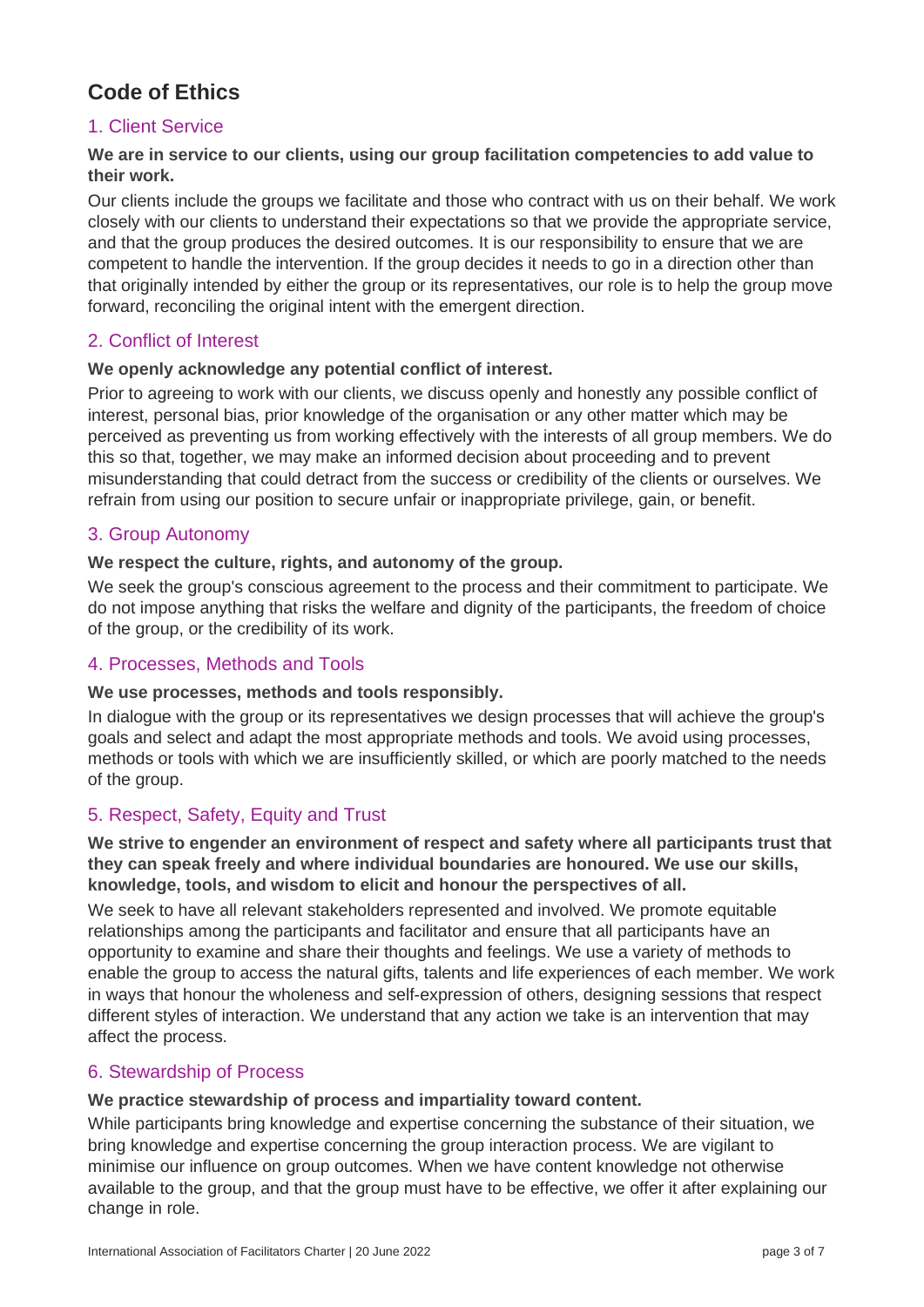# Code of Ethics

## 1. Client Service

**We are in service to our clients, using our group facilitation competencies to add value to their work.**

Our clients include the groups we facilitate and those who contract with us on their behalf. We work closely with our clients to understand their expectations so that we provide the appropriate service, and that the group produces the desired outcomes. It is our responsibility to ensure that we are competent to handle the intervention. If the group decides it needs to go in a direction other than that originally intended by either the group or its representatives, our role is to help the group move forward, reconciling the original intent with the emergent direction.

## 2. Conflict of Interest

**We openly acknowledge any potential conflict of interest.**

Prior to agreeing to work with our clients, we discuss openly and honestly any possible conflict of interest, personal bias, prior knowledge of the organisation or any other matter which may be perceived as preventing us from working effectively with the interests of all group members. We do this so that, together, we may make an informed decision about proceeding and to prevent misunderstanding that could detract from the success or credibility of the clients or ourselves. We refrain from using our position to secure unfair or inappropriate privilege, gain, or benefit.

## 3. Group Autonomy

**We respect the culture, rights, and autonomy of the group.**

We seek the group's conscious agreement to the process and their commitment to participate. We do not impose anything that risks the welfare and dignity of the participants, the freedom of choice of the group, or the credibility of its work.

## 4. Processes, Methods and Tools

**We use processes, methods and tools responsibly.**

In dialogue with the group or its representatives we design processes that will achieve the group's goals and select and adapt the most appropriate methods and tools. We avoid using processes, methods or tools with which we are insufficiently skilled, or which are poorly matched to the needs of the group.

## 5. Respect, Safety, Equity and Trust

**We strive to engender an environment of respect and safety where all participants trust that they can speak freely and where individual boundaries are honoured. We use our skills, knowledge, tools, and wisdom to elicit and honour the perspectives of all.**

We seek to have all relevant stakeholders represented and involved. We promote equitable relationships among the participants and facilitator and ensure that all participants have an opportunity to examine and share their thoughts and feelings. We use a variety of methods to enable the group to access the natural gifts, talents and life experiences of each member. We work in ways that honour the wholeness and self-expression of others, designing sessions that respect different styles of interaction. We understand that any action we take is an intervention that may affect the process.

## 6. Stewardship of Process

**We practice stewardship of process and impartiality toward content.**

While participants bring knowledge and expertise concerning the substance of their situation, we bring knowledge and expertise concerning the group interaction process. We are vigilant to minimise our influence on group outcomes. When we have content knowledge not otherwise available to the group, and that the group must have to be effective, we offer it after explaining our change in role.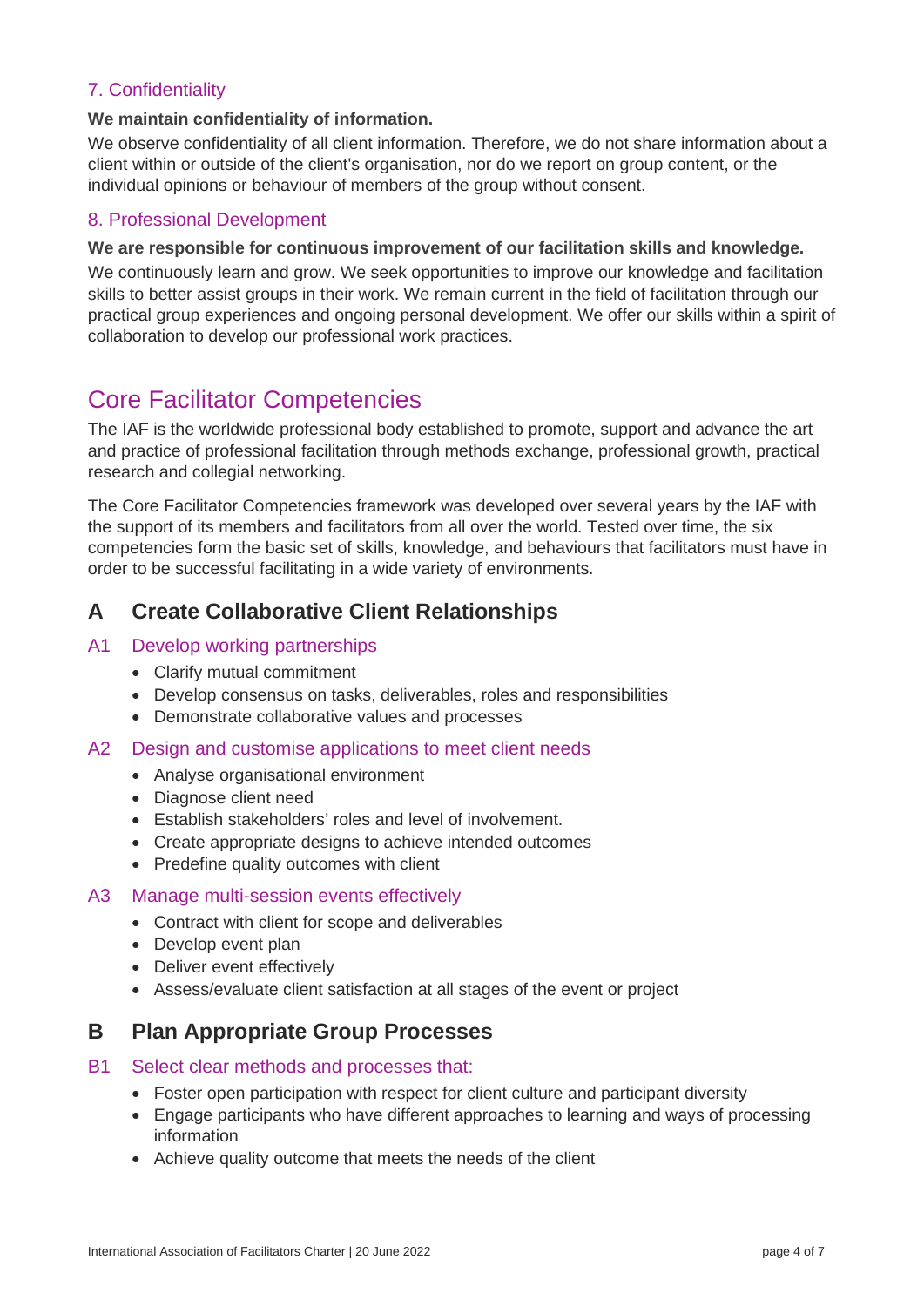### 7. Confidentiality

**We maintain confidentiality of information.**

We observe confidentiality of all client information. Therefore, we do not share information about a client within or outside of the client's organisation, nor do we report on group content, or the individual opinions or behaviour of members of the group without consent.

### 8. Professional Development

**We are responsible for continuous improvement of our facilitation skills and knowledge.**

We continuously learn and grow. We seek opportunities to improve our knowledge and facilitation skills to better assist groups in their work. We remain current in the field of facilitation through our practical group experiences and ongoing personal development. We offer our skills within a spirit of collaboration to develop our professional work practices.

# Core Facilitator Competencies

The IAF is the worldwide professional body established to promote, support and advance the art and practice of professional facilitation through methods exchange, professional growth, practical research and collegial networking.

The Core Facilitator Competencies framework was developed over several years by the IAF with the support of its members and facilitators from all over the world. Tested over time, the six competencies form the basic set of skills, knowledge, and behaviours that facilitators must have in order to be successful facilitating in a wide variety of environments.

## A Create Collaborative Client Relationships

### A1 Develop working partnerships

- Clarify mutual commitment
- Develop consensus on tasks, deliverables, roles and responsibilities
- Demonstrate collaborative values and processes

### A2 Design and customise applications to meet client needs

- Analyse organisational environment
- Diagnose client need
- Establish stakeholders' roles and level of involvement.
- Create appropriate designs to achieve intended outcomes
- Predefine quality outcomes with client

### A3 Manage multi-session events effectively

- Contract with client for scope and deliverables
- Develop event plan
- Deliver event effectively
- Assess/evaluate client satisfaction at all stages of the event or project

## B Plan Appropriate Group Processes

### B1 Select clear methods and processes that:

- Foster open participation with respect for client culture and participant diversity
- Engage participants who have different approaches to learning and ways of processing information
- Achieve quality outcome that meets the needs of the client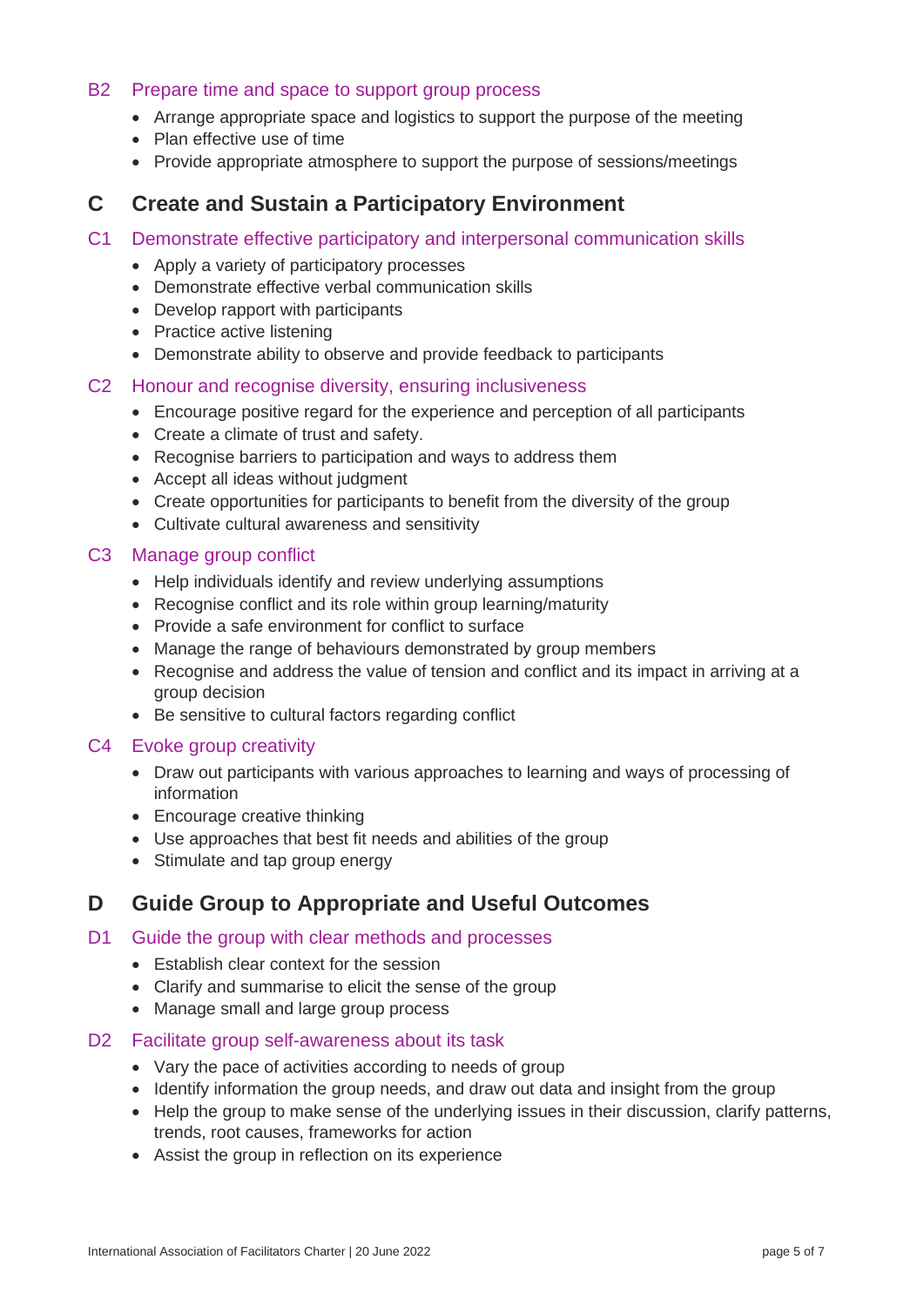### B2 Prepare time and space to support group process

- Arrange appropriate space and logistics to support the purpose of the meeting
- Plan effective use of time
- Provide appropriate atmosphere to support the purpose of sessions/meetings

## C Create and Sustain a Participatory Environment

### C1 Demonstrate effective participatory and interpersonal communication skills

- Apply a variety of participatory processes
- Demonstrate effective verbal communication skills
- Develop rapport with participants
- Practice active listening
- Demonstrate ability to observe and provide feedback to participants

### C2 Honour and recognise diversity, ensuring inclusiveness

- Encourage positive regard for the experience and perception of all participants
- Create a climate of trust and safety.
- Recognise barriers to participation and ways to address them
- Accept all ideas without judgment
- Create opportunities for participants to benefit from the diversity of the group
- Cultivate cultural awareness and sensitivity

### C3 Manage group conflict

- Help individuals identify and review underlying assumptions
- Recognise conflict and its role within group learning/maturity
- Provide a safe environment for conflict to surface
- Manage the range of behaviours demonstrated by group members
- Recognise and address the value of tension and conflict and its impact in arriving at a group decision
- Be sensitive to cultural factors regarding conflict

### C4 Evoke group creativity

- Draw out participants with various approaches to learning and ways of processing of information
- Encourage creative thinking
- Use approaches that best fit needs and abilities of the group
- Stimulate and tap group energy

## D Guide Group to Appropriate and Useful Outcomes

### D1 Guide the group with clear methods and processes

- Establish clear context for the session
- Clarify and summarise to elicit the sense of the group
- Manage small and large group process

### D2 Facilitate group self-awareness about its task

- Vary the pace of activities according to needs of group
- Identify information the group needs, and draw out data and insight from the group
- Help the group to make sense of the underlying issues in their discussion, clarify patterns, trends, root causes, frameworks for action
- Assist the group in reflection on its experience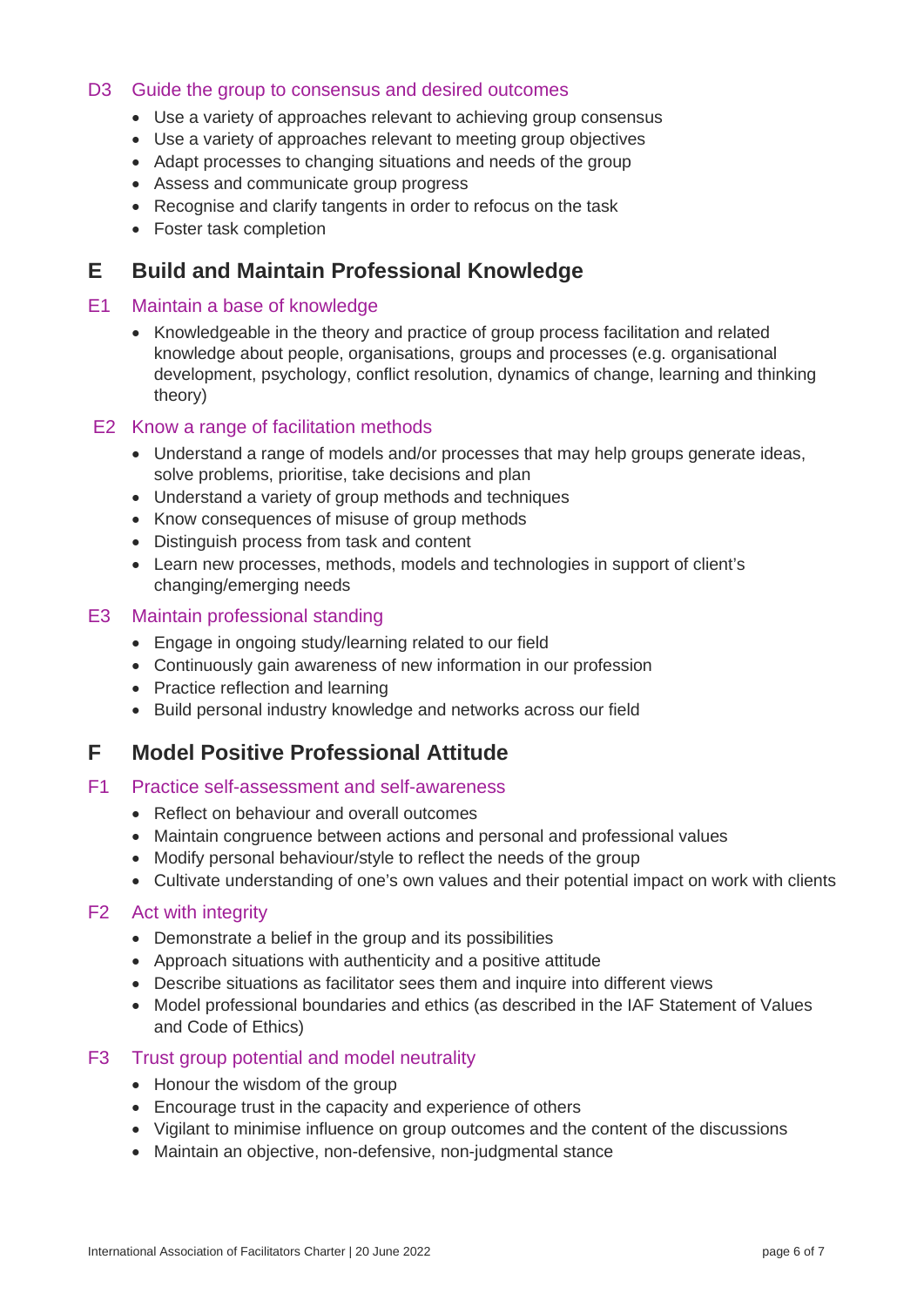### D3 Guide the group to consensus and desired outcomes

- Use a variety of approaches relevant to achieving group consensus
- Use a variety of approaches relevant to meeting group objectives
- Adapt processes to changing situations and needs of the group
- Assess and communicate group progress
- Recognise and clarify tangents in order to refocus on the task
- Foster task completion

## E Build and Maintain Professional Knowledge

### E1 Maintain a base of knowledge

- Knowledgeable in the theory and practice of group process facilitation and related knowledge about people, organisations, groups and processes (e.g. organisational development, psychology, conflict resolution, dynamics of change, learning and thinking theory)

### E2 Know a range of facilitation methods

- Understand a range of models and/or processes that may help groups generate ideas, solve problems, prioritise, take decisions and plan
- Understand a variety of group methods and techniques
- Know consequences of misuse of group methods
- Distinguish process from task and content
- Learn new processes, methods, models and technologies in support of client's changing/emerging needs

### E3 Maintain professional standing

- Engage in ongoing study/learning related to our field
- Continuously gain awareness of new information in our profession
- Practice reflection and learning
- Build personal industry knowledge and networks across our field

## F Model Positive Professional Attitude

### F1 Practice self-assessment and self-awareness

- Reflect on behaviour and overall outcomes
- Maintain congruence between actions and personal and professional values
- Modify personal behaviour/style to reflect the needs of the group
- Cultivate understanding of one's own values and their potential impact on work with clients

### F2 Act with integrity

- Demonstrate a belief in the group and its possibilities
- Approach situations with authenticity and a positive attitude
- Describe situations as facilitator sees them and inquire into different views
- Model professional boundaries and ethics (as described in the IAF Statement of Values and Code of Ethics)

### F3 Trust group potential and model neutrality

- Honour the wisdom of the group
- Encourage trust in the capacity and experience of others
- Vigilant to minimise influence on group outcomes and the content of the discussions
- Maintain an objective, non-defensive, non-judgmental stance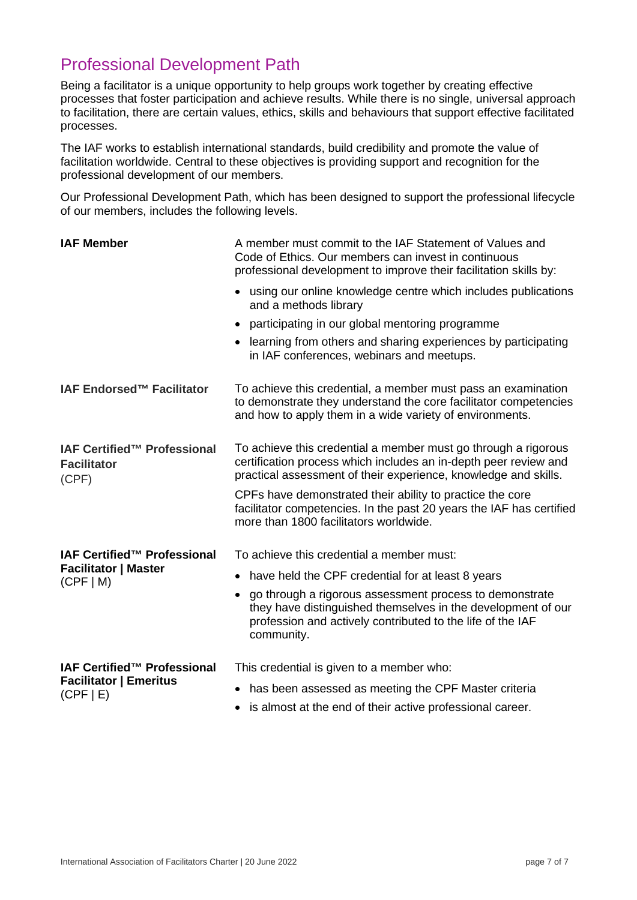## Professional Development Path

Being a facilitator is a unique opportunity to help groups work together by creating effective processes that foster participation and achieve results. While there is no single, universal approach to facilitation, there are certain values, ethics, skills and behaviours that support effective facilitated processes.

The IAF works to establish international standards, build credibility and promote the value of facilitation worldwide. Central to these objectives is providing support and recognition for the professional development of our members.

Our Professional Development Path, which has been designed to support the professional lifecycle of our members, includes the following levels.

**IAF Member**

A member must commit to the IAF Statement of Values and Code of Ethics. Our members can invest in continuous professional development to improve their facilitation skills by:

- using our online knowledge centre which includes publications and a methods library
- participating in our global mentoring programme
- learning from others and sharing experiences by participating in IAF conferences, webinars and meetups.

**IAF Endorsed™ Facilitator**

To achieve this credential, a member must pass an examination to demonstrate they understand the core facilitator competencies and how to apply them in a wide variety of environments.

**IAF Certified™ Professional Facilitator** (CPF)

To achieve this credential a member must go through a rigorous certification process which includes an in-depth peer review and practical assessment of their experience, knowledge and skills.

CPFs have demonstrated their ability to practice the core facilitator competencies. In the past 20 years the IAF has certified more than 1800 facilitators worldwide.

**IAF Certified™ Professional Facilitator | Master** (CPF | M)

To achieve this credential a member must:

- have held the CPF credential for at least 8 years
- go through a rigorous assessment process to demonstrate they have distinguished themselves in the development of our profession and actively contributed to the life of the IAF community.

**IAF Certified™ Professional Facilitator | Emeritus** (CPF | E)

This credential is given to a member who:

- has been assessed as meeting the CPF Master criteria
- is almost at the end of their active professional career.